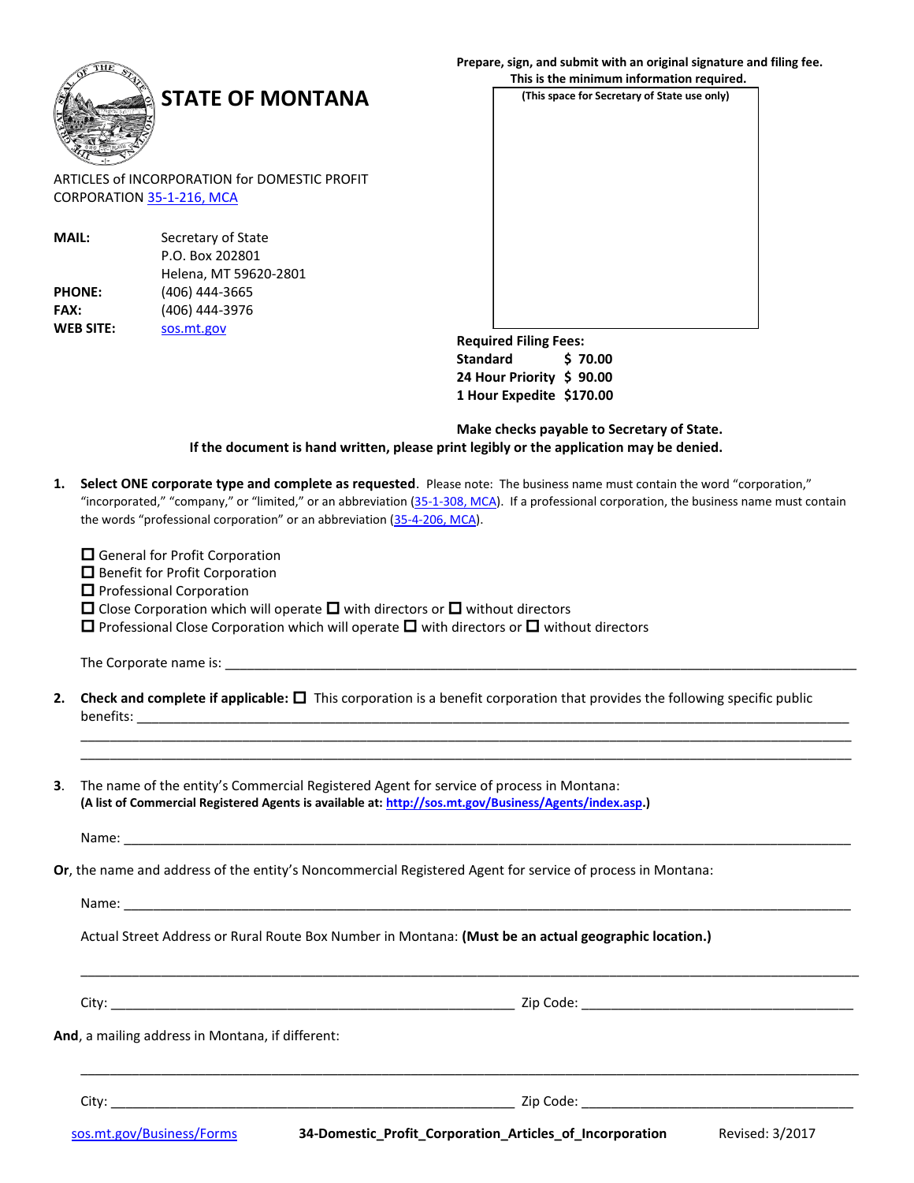Prepare, sign, and submit with an original signature and filing fee.
This is the minimum information required.

# STATE OF MONTANA

(This space for Secretary of State use only)

ARTICLES of INCORPORATION for DOMESTIC PROFIT CORPORATION 35-1-216, MCA

| | |
|---|---|
| **MAIL:** | Secretary of State<br>P.O. Box 202801<br>Helena, MT 59620-2801 |
| **PHONE:** | (406) 444-3665 |
| **FAX:** | (406) 444-3976 |
| **WEB SITE:** | sos.mt.gov |

**Required Filing Fees:**

| | |
|---|---|
| **Standard** | **$ 70.00** |
| **24 Hour Priority** | **$ 90.00** |
| **1 Hour Expedite** | **$170.00** |

**Make checks payable to Secretary of State.**

**If the document is hand written, please print legibly or the application may be denied.**

1. **Select ONE corporate type and complete as requested**. Please note: The business name must contain the word "corporation," "incorporated," "company," or "limited," or an abbreviation (35-1-308, MCA). If a professional corporation, the business name must contain the words "professional corporation" or an abbreviation (35-4-206, MCA).

   ☐ General for Profit Corporation
   ☐ Benefit for Profit Corporation
   ☐ Professional Corporation
   ☐ Close Corporation which will operate ☐ with directors or ☐ without directors
   ☐ Professional Close Corporation which will operate ☐ with directors or ☐ without directors

   The Corporate name is: ______________________________________________

2. **Check and complete if applicable:** ☐ This corporation is a benefit corporation that provides the following specific public benefits: ______________________________________________

   ______________________________________________

   ______________________________________________

3. The name of the entity's Commercial Registered Agent for service of process in Montana:
   **(A list of Commercial Registered Agents is available at: http://sos.mt.gov/Business/Agents/index.asp.)**

   Name: ______________________________________________

**Or**, the name and address of the entity's Noncommercial Registered Agent for service of process in Montana:

Name: ______________________________________________

Actual Street Address or Rural Route Box Number in Montana: **(Must be an actual geographic location.)**

______________________________________________

City: ____________________________ Zip Code: ____________________________

**And**, a mailing address in Montana, if different:

______________________________________________

City: ____________________________ Zip Code: ____________________________

sos.mt.gov/Business/Forms **34-Domestic_Profit_Corporation_Articles_of_Incorporation** Revised: 3/2017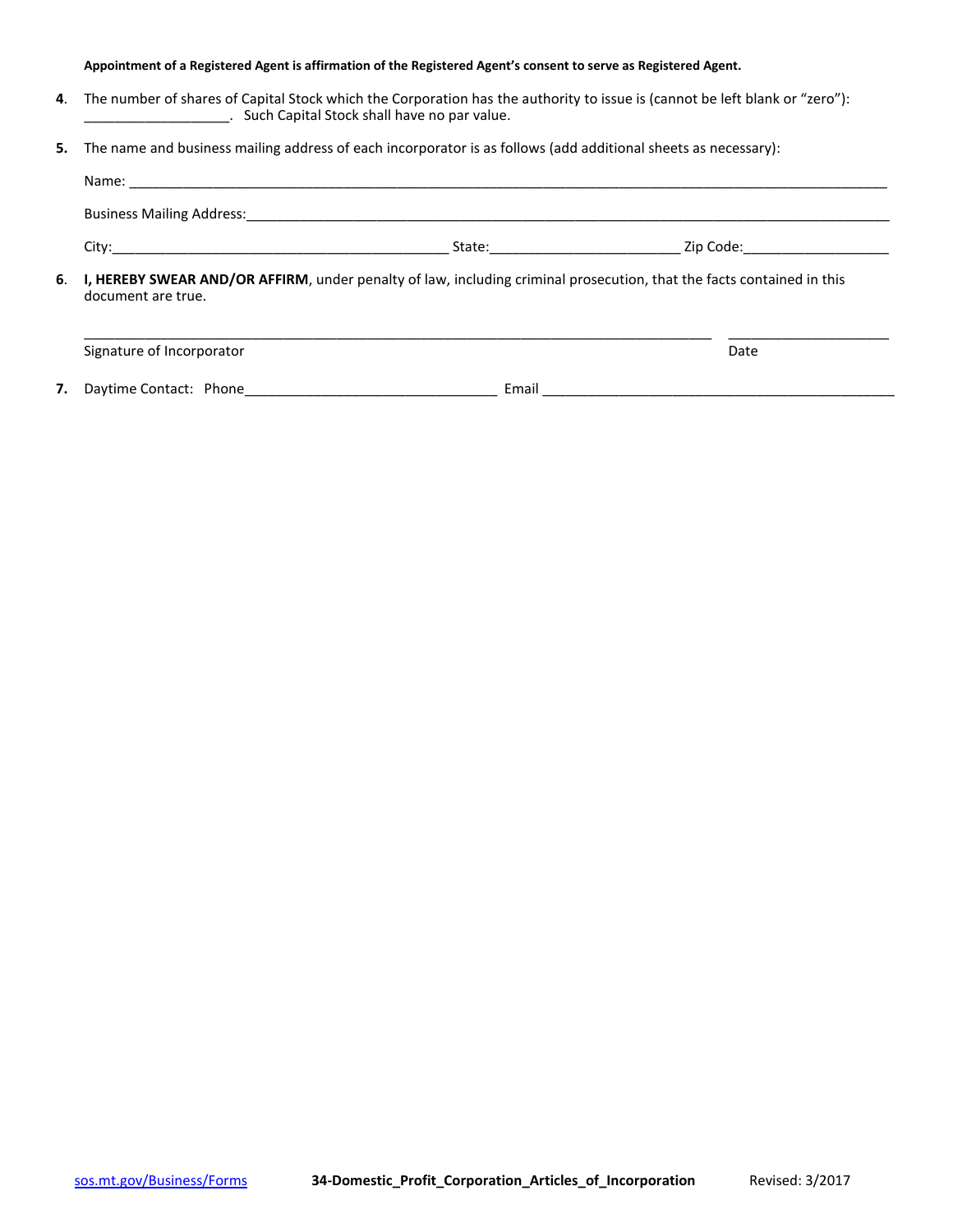**Appointment of a Registered Agent is affirmation of the Registered Agent's consent to serve as Registered Agent.**

**4**. The number of shares of Capital Stock which the Corporation has the authority to issue is (cannot be left blank or "zero"): ___________________. Such Capital Stock shall have no par value.

**5.** The name and business mailing address of each incorporator is as follows (add additional sheets as necessary):

Name: ________________________________________________________________________________________________

Business Mailing Address:_________________________________________________________________________________

City:_____________________________________________ State:_________________________ Zip Code:___________________

**6**. **I, HEREBY SWEAR AND/OR AFFIRM**, under penalty of law, including criminal prosecution, that the facts contained in this document are true.

_______________________________________________________________________________________ _____________________

Signature of Incorporator Date

**7.** Daytime Contact: Phone_________________________________ Email ______________________________________________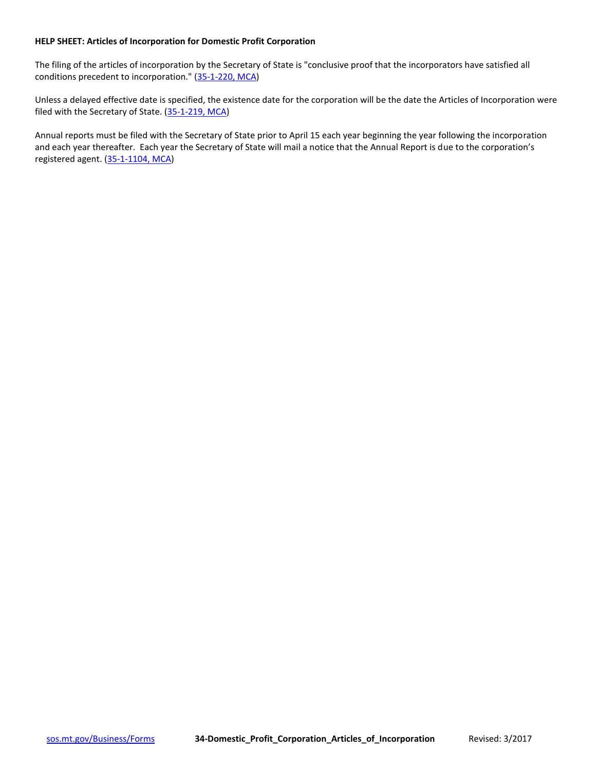**HELP SHEET: Articles of Incorporation for Domestic Profit Corporation**

The filing of the articles of incorporation by the Secretary of State is "conclusive proof that the incorporators have satisfied all conditions precedent to incorporation." (35-1-220, MCA)

Unless a delayed effective date is specified, the existence date for the corporation will be the date the Articles of Incorporation were filed with the Secretary of State. (35-1-219, MCA)

Annual reports must be filed with the Secretary of State prior to April 15 each year beginning the year following the incorporation and each year thereafter. Each year the Secretary of State will mail a notice that the Annual Report is due to the corporation's registered agent. (35-1-1104, MCA)